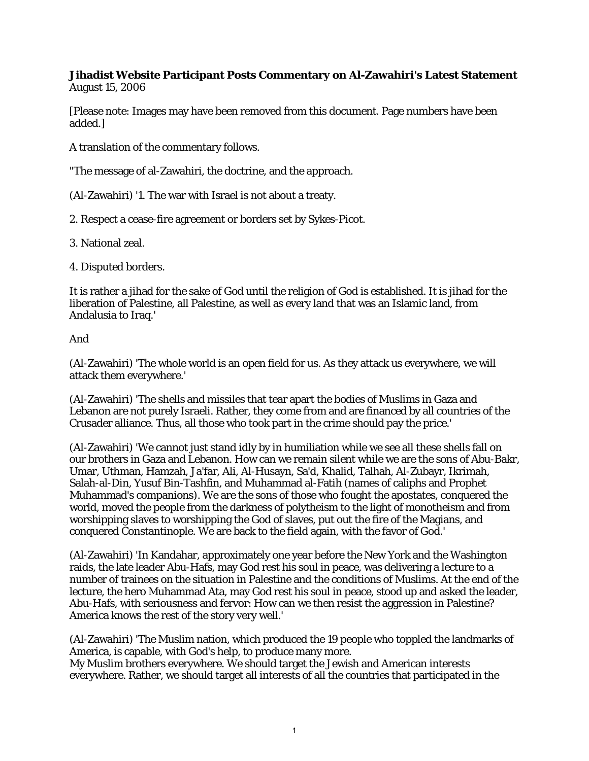**Jihadist Website Participant Posts Commentary on Al-Zawahiri's Latest Statement**
August 15, 2006

[Please note: Images may have been removed from this document. Page numbers have been added.]

A translation of the commentary follows.

"The message of al-Zawahiri, the doctrine, and the approach.

(Al-Zawahiri) '1. The war with Israel is not about a treaty.

2. Respect a cease-fire agreement or borders set by Sykes-Picot.

3. National zeal.

4. Disputed borders.

It is rather a jihad for the sake of God until the religion of God is established. It is jihad for the liberation of Palestine, all Palestine, as well as every land that was an Islamic land, from Andalusia to Iraq.'

And

(Al-Zawahiri) 'The whole world is an open field for us. As they attack us everywhere, we will attack them everywhere.'

(Al-Zawahiri) 'The shells and missiles that tear apart the bodies of Muslims in Gaza and Lebanon are not purely Israeli. Rather, they come from and are financed by all countries of the Crusader alliance. Thus, all those who took part in the crime should pay the price.'

(Al-Zawahiri) 'We cannot just stand idly by in humiliation while we see all these shells fall on our brothers in Gaza and Lebanon. How can we remain silent while we are the sons of Abu-Bakr, Umar, Uthman, Hamzah, Ja'far, Ali, Al-Husayn, Sa'd, Khalid, Talhah, Al-Zubayr, Ikrimah, Salah-al-Din, Yusuf Bin-Tashfin, and Muhammad al-Fatih (names of caliphs and Prophet Muhammad's companions). We are the sons of those who fought the apostates, conquered the world, moved the people from the darkness of polytheism to the light of monotheism and from worshipping slaves to worshipping the God of slaves, put out the fire of the Magians, and conquered Constantinople. We are back to the field again, with the favor of God.'

(Al-Zawahiri) 'In Kandahar, approximately one year before the New York and the Washington raids, the late leader Abu-Hafs, may God rest his soul in peace, was delivering a lecture to a number of trainees on the situation in Palestine and the conditions of Muslims. At the end of the lecture, the hero Muhammad Ata, may God rest his soul in peace, stood up and asked the leader, Abu-Hafs, with seriousness and fervor: How can we then resist the aggression in Palestine? America knows the rest of the story very well.'

(Al-Zawahiri) 'The Muslim nation, which produced the 19 people who toppled the landmarks of America, is capable, with God's help, to produce many more.
My Muslim brothers everywhere. We should target the Jewish and American interests everywhere. Rather, we should target all interests of all the countries that participated in the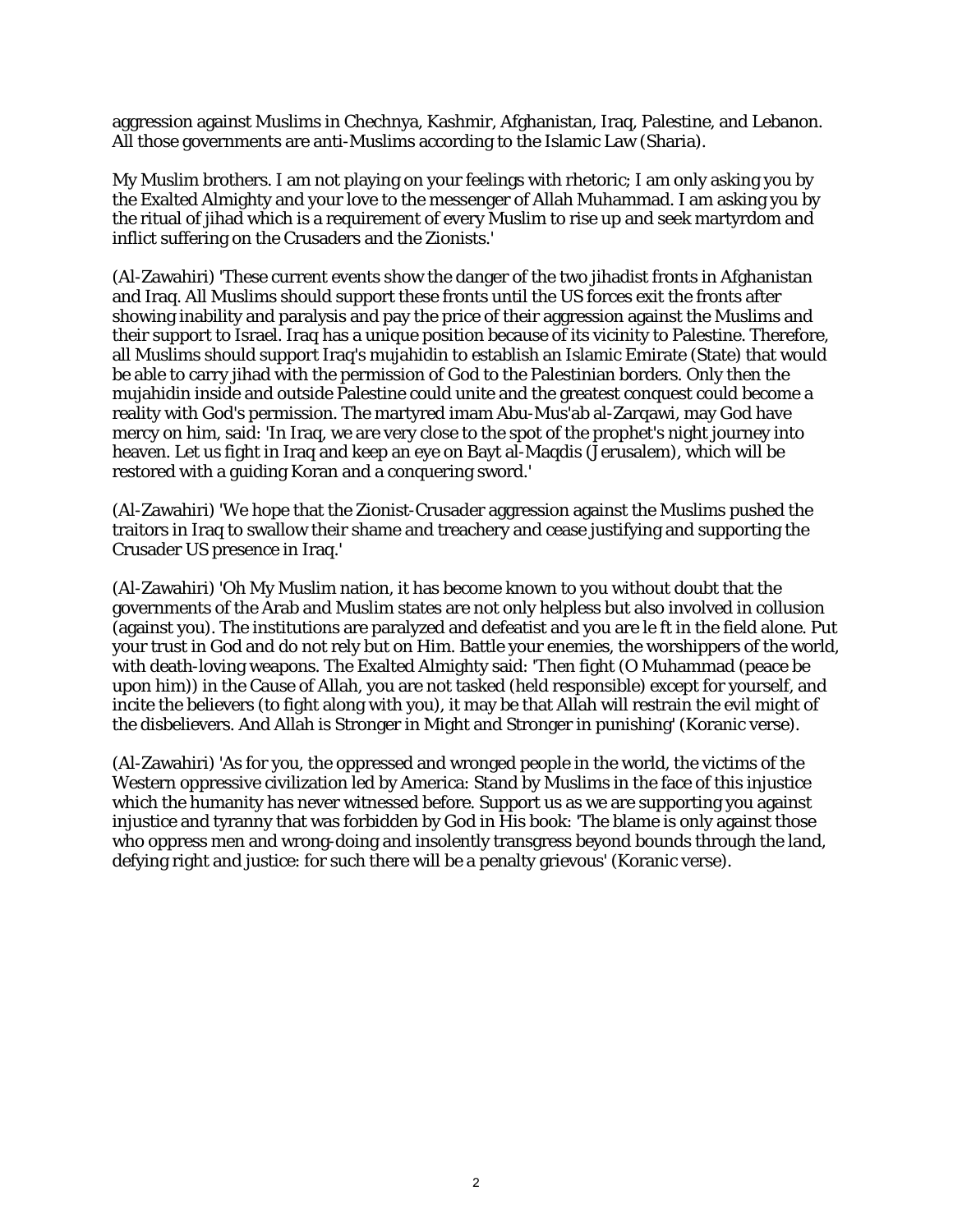aggression against Muslims in Chechnya, Kashmir, Afghanistan, Iraq, Palestine, and Lebanon. All those governments are anti-Muslims according to the Islamic Law (Sharia).

My Muslim brothers. I am not playing on your feelings with rhetoric; I am only asking you by the Exalted Almighty and your love to the messenger of Allah Muhammad. I am asking you by the ritual of jihad which is a requirement of every Muslim to rise up and seek martyrdom and inflict suffering on the Crusaders and the Zionists.'

(Al-Zawahiri) 'These current events show the danger of the two jihadist fronts in Afghanistan and Iraq. All Muslims should support these fronts until the US forces exit the fronts after showing inability and paralysis and pay the price of their aggression against the Muslims and their support to Israel. Iraq has a unique position because of its vicinity to Palestine. Therefore, all Muslims should support Iraq's mujahidin to establish an Islamic Emirate (State) that would be able to carry jihad with the permission of God to the Palestinian borders. Only then the mujahidin inside and outside Palestine could unite and the greatest conquest could become a reality with God's permission. The martyred imam Abu-Mus'ab al-Zarqawi, may God have mercy on him, said: 'In Iraq, we are very close to the spot of the prophet's night journey into heaven. Let us fight in Iraq and keep an eye on Bayt al-Maqdis (Jerusalem), which will be restored with a guiding Koran and a conquering sword.'

(Al-Zawahiri) 'We hope that the Zionist-Crusader aggression against the Muslims pushed the traitors in Iraq to swallow their shame and treachery and cease justifying and supporting the Crusader US presence in Iraq.'

(Al-Zawahiri) 'Oh My Muslim nation, it has become known to you without doubt that the governments of the Arab and Muslim states are not only helpless but also involved in collusion (against you). The institutions are paralyzed and defeatist and you are le ft in the field alone. Put your trust in God and do not rely but on Him. Battle your enemies, the worshippers of the world, with death-loving weapons. The Exalted Almighty said: 'Then fight (O Muhammad (peace be upon him)) in the Cause of Allah, you are not tasked (held responsible) except for yourself, and incite the believers (to fight along with you), it may be that Allah will restrain the evil might of the disbelievers. And Allah is Stronger in Might and Stronger in punishing' (Koranic verse).

(Al-Zawahiri) 'As for you, the oppressed and wronged people in the world, the victims of the Western oppressive civilization led by America: Stand by Muslims in the face of this injustice which the humanity has never witnessed before. Support us as we are supporting you against injustice and tyranny that was forbidden by God in His book: 'The blame is only against those who oppress men and wrong-doing and insolently transgress beyond bounds through the land, defying right and justice: for such there will be a penalty grievous' (Koranic verse).